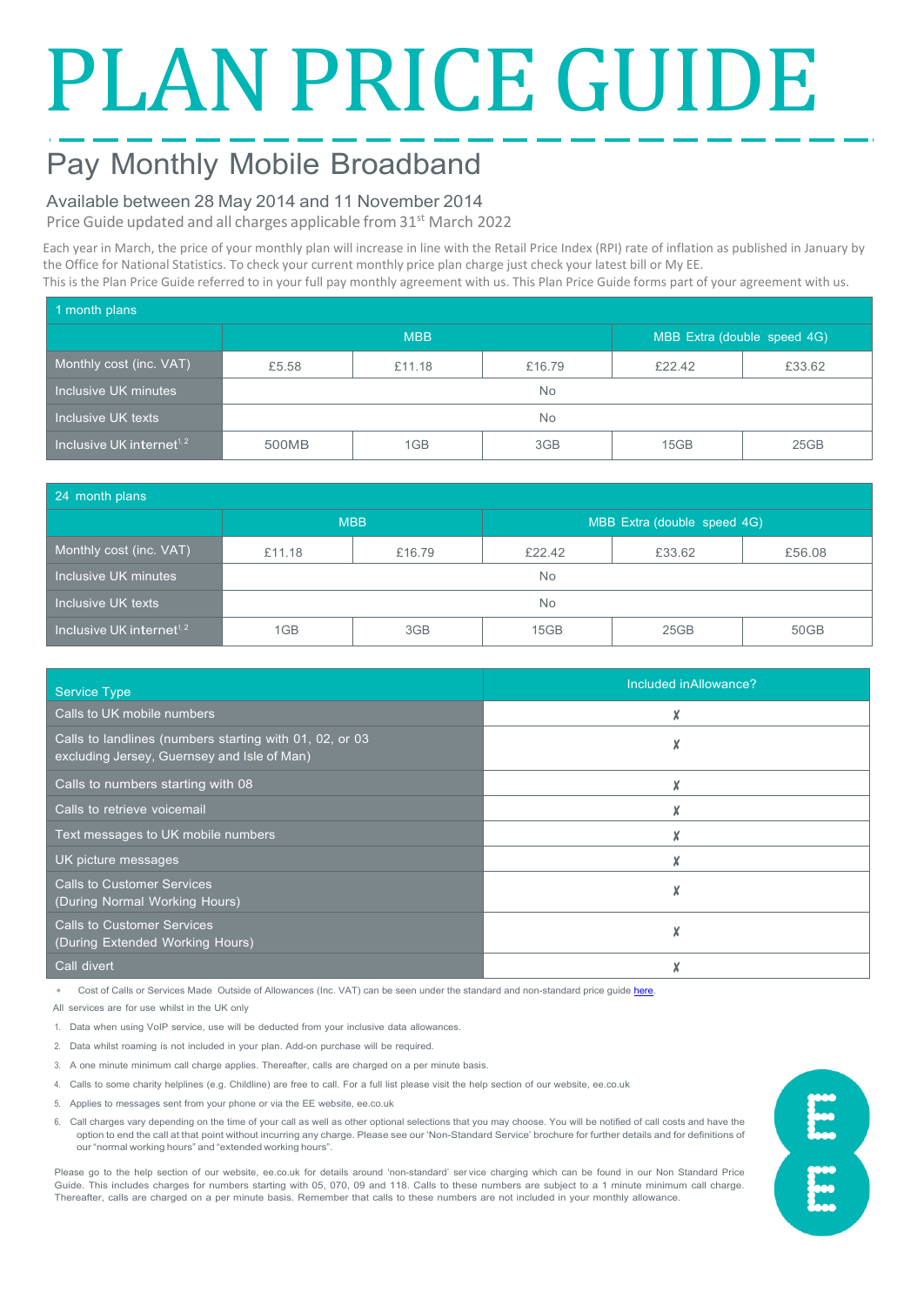# PLAN PRICE GUIDE

## Pay Monthly Mobile Broadband

### Available between 28 May 2014 and 11 November 2014

Price Guide updated and all charges applicable from 31st March 2022

Each year in March, the price of your monthly plan will increase in line with the Retail Price Index (RPI) rate of inflation as published in January by the Office for National Statistics. To check your current monthly price plan charge just check your latest bill or My EE.
This is the Plan Price Guide referred to in your full pay monthly agreement with us. This Plan Price Guide forms part of your agreement with us.

| 1 month plans | | | | | |
|---|---|---|---|---|---|
| | MBB | | | MBB Extra (double speed 4G) | |
| Monthly cost (inc. VAT) | £5.58 | £11.18 | £16.79 | £22.42 | £33.62 |
| Inclusive UK minutes | No | | | | |
| Inclusive UK texts | No | | | | |
| Inclusive UK internet[1,2] | 500MB | 1GB | 3GB | 15GB | 25GB |

| 24 month plans | | | | | |
|---|---|---|---|---|---|
| | MBB | | MBB Extra (double speed 4G) | | |
| Monthly cost (inc. VAT) | £11.18 | £16.79 | £22.42 | £33.62 | £56.08 |
| Inclusive UK minutes | No | | | | |
| Inclusive UK texts | No | | | | |
| Inclusive UK internet[1,2] | 1GB | 3GB | 15GB | 25GB | 50GB |

| Service Type | Included inAllowance? |
|---|---|
| Calls to UK mobile numbers | ✗ |
| Calls to landlines (numbers starting with 01, 02, or 03 excluding Jersey, Guernsey and Isle of Man) | ✗ |
| Calls to numbers starting with 08 | ✗ |
| Calls to retrieve voicemail | ✗ |
| Text messages to UK mobile numbers | ✗ |
| UK picture messages | ✗ |
| Calls to Customer Services (During Normal Working Hours) | ✗ |
| Calls to Customer Services (During Extended Working Hours) | ✗ |
| Call divert | ✗ |

\* Cost of Calls or Services Made Outside of Allowances (Inc. VAT) can be seen under the standard and non-standard price guide here.

All services are for use whilst in the UK only

1. Data when using VoIP service, use will be deducted from your inclusive data allowances.
2. Data whilst roaming is not included in your plan. Add-on purchase will be required.
3. A one minute minimum call charge applies. Thereafter, calls are charged on a per minute basis.
4. Calls to some charity helplines (e.g. Childline) are free to call. For a full list please visit the help section of our website, ee.co.uk
5. Applies to messages sent from your phone or via the EE website, ee.co.uk
6. Call charges vary depending on the time of your call as well as other optional selections that you may choose. You will be notified of call costs and have the option to end the call at that point without incurring any charge. Please see our 'Non-Standard Service' brochure for further details and for definitions of our "normal working hours" and "extended working hours".

Please go to the help section of our website, ee.co.uk for details around 'non-standard' service charging which can be found in our Non Standard Price Guide. This includes charges for numbers starting with 05, 070, 09 and 118. Calls to these numbers are subject to a 1 minute minimum call charge. Thereafter, calls are charged on a per minute basis. Remember that calls to these numbers are not included in your monthly allowance.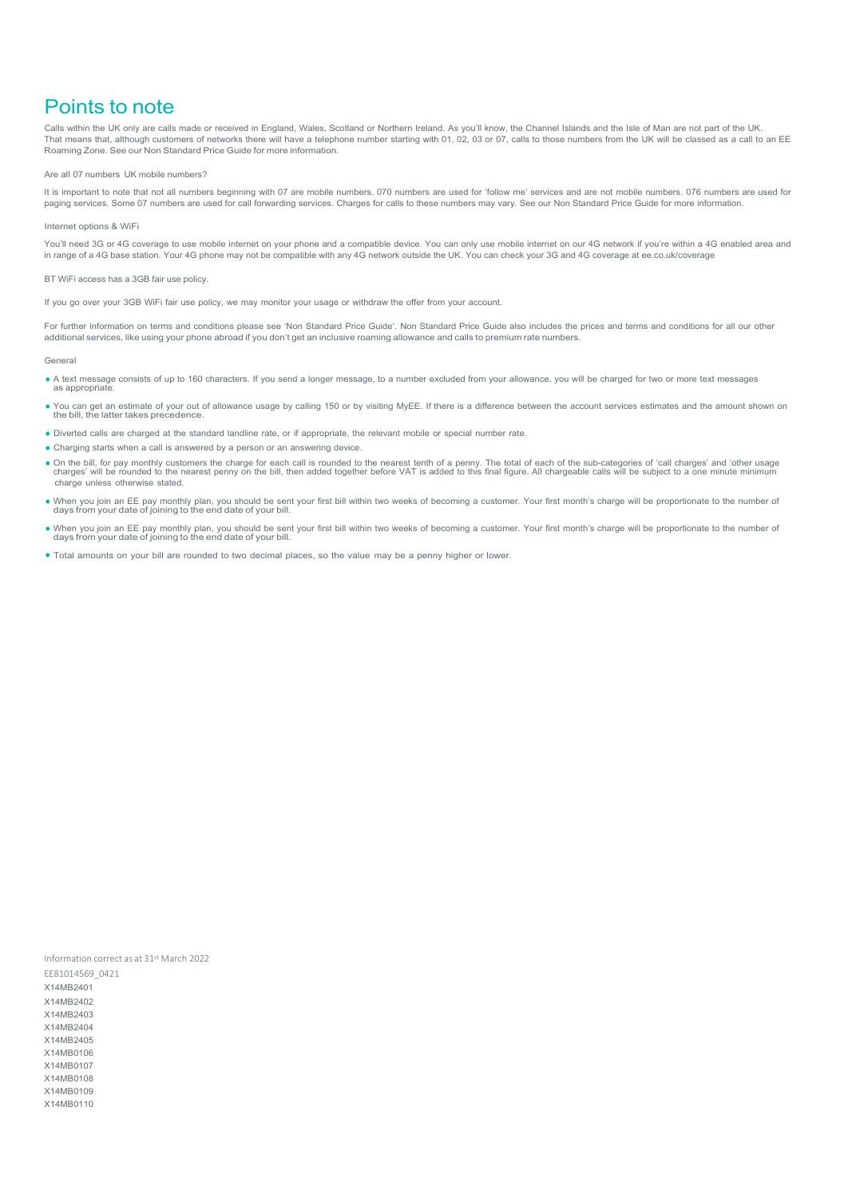# Points to note

Calls within the UK only are calls made or received in England, Wales, Scotland or Northern Ireland. As you'll know, the Channel Islands and the Isle of Man are not part of the UK. That means that, although customers of networks there will have a telephone number starting with 01, 02, 03 or 07, calls to those numbers from the UK will be classed as a call to an EE Roaming Zone. See our Non Standard Price Guide for more information.

Are all 07 numbers UK mobile numbers?

It is important to note that not all numbers beginning with 07 are mobile numbers. 070 numbers are used for 'follow me' services and are not mobile numbers. 076 numbers are used for paging services. Some 07 numbers are used for call forwarding services. Charges for calls to these numbers may vary. See our Non Standard Price Guide for more information.

Internet options & WiFi

You'll need 3G or 4G coverage to use mobile internet on your phone and a compatible device. You can only use mobile internet on our 4G network if you're within a 4G enabled area and in range of a 4G base station. Your 4G phone may not be compatible with any 4G network outside the UK. You can check your 3G and 4G coverage at ee.co.uk/coverage

BT WiFi access has a 3GB fair use policy.

If you go over your 3GB WiFi fair use policy, we may monitor your usage or withdraw the offer from your account.

For further information on terms and conditions please see 'Non Standard Price Guide'. Non Standard Price Guide also includes the prices and terms and conditions for all our other additional services, like using your phone abroad if you don't get an inclusive roaming allowance and calls to premium rate numbers.

General

- A text message consists of up to 160 characters. If you send a longer message, to a number excluded from your allowance, you will be charged for two or more text messages as appropriate.
- You can get an estimate of your out of allowance usage by calling 150 or by visiting MyEE. If there is a difference between the account services estimates and the amount shown on the bill, the latter takes precedence.
- Diverted calls are charged at the standard landline rate, or if appropriate, the relevant mobile or special number rate.
- Charging starts when a call is answered by a person or an answering device.
- On the bill, for pay monthly customers the charge for each call is rounded to the nearest tenth of a penny. The total of each of the sub-categories of 'call charges' and 'other usage charges' will be rounded to the nearest penny on the bill, then added together before VAT is added to this final figure. All chargeable calls will be subject to a one minute minimum charge unless otherwise stated.
- When you join an EE pay monthly plan, you should be sent your first bill within two weeks of becoming a customer. Your first month's charge will be proportionate to the number of days from your date of joining to the end date of your bill.
- When you join an EE pay monthly plan, you should be sent your first bill within two weeks of becoming a customer. Your first month's charge will be proportionate to the number of days from your date of joining to the end date of your bill.
- Total amounts on your bill are rounded to two decimal places, so the value may be a penny higher or lower.

Information correct as at 31st March 2022

EE81014569_0421

X14MB2401

X14MB2402

X14MB2403

X14MB2404

X14MB2405

X14MB0106

X14MB0107

X14MB0108

X14MB0109

X14MB0110